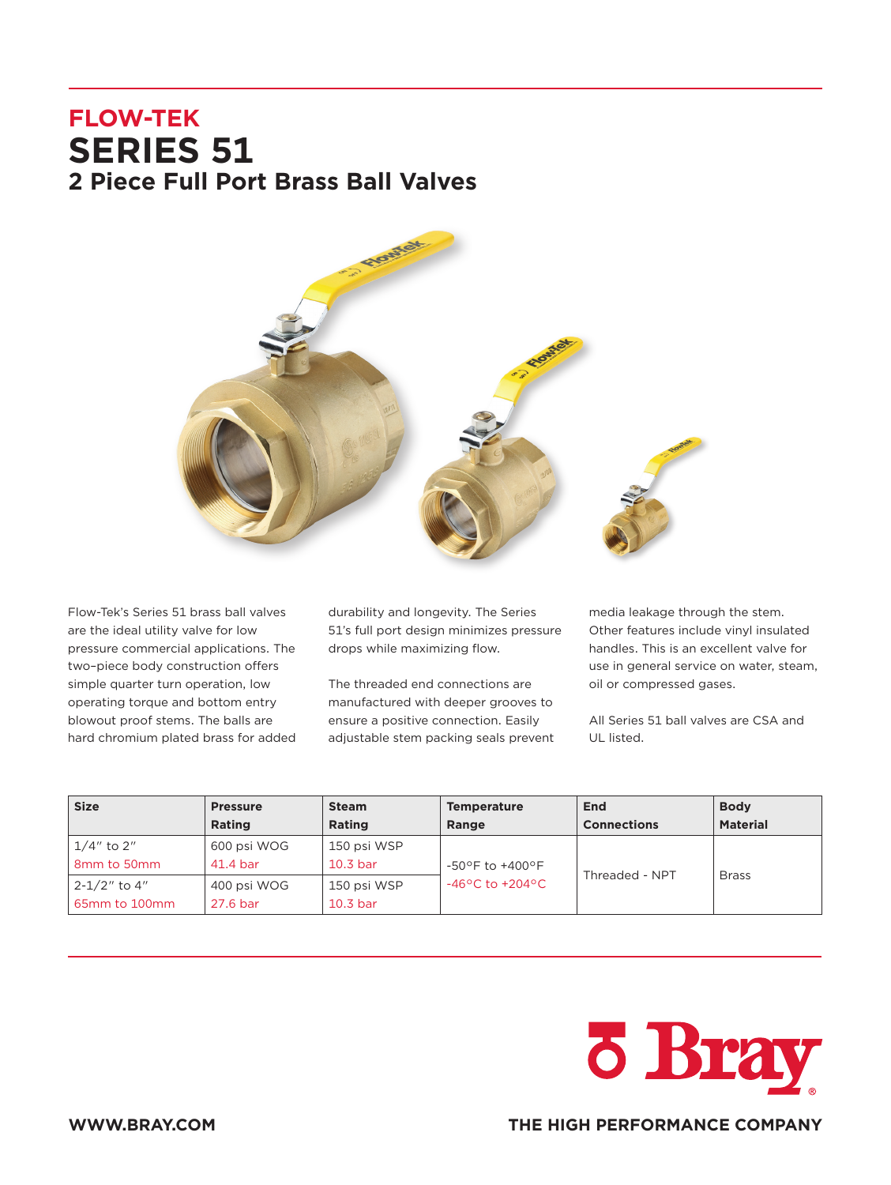# FLOW-TEK
# SERIES 51
## 2 Piece Full Port Brass Ball Valves

Flow-Tek's Series 51 brass ball valves are the ideal utility valve for low pressure commercial applications. The two–piece body construction offers simple quarter turn operation, low operating torque and bottom entry blowout proof stems. The balls are hard chromium plated brass for added durability and longevity. The Series 51's full port design minimizes pressure drops while maximizing flow.

The threaded end connections are manufactured with deeper grooves to ensure a positive connection. Easily adjustable stem packing seals prevent media leakage through the stem. Other features include vinyl insulated handles. This is an excellent valve for use in general service on water, steam, oil or compressed gases.

All Series 51 ball valves are CSA and UL listed.

| Size | Pressure Rating | Steam Rating | Temperature Range | End Connections | Body Material |
|---|---|---|---|---|---|
| 1/4" to 2"<br>8mm to 50mm | 600 psi WOG<br>41.4 bar | 150 psi WSP<br>10.3 bar | -50°F to +400°F<br>-46°C to +204°C | Threaded - NPT | Brass |
| 2-1/2" to 4"<br>65mm to 100mm | 400 psi WOG<br>27.6 bar | 150 psi WSP<br>10.3 bar | | | |

Bray

WWW.BRAY.COM

THE HIGH PERFORMANCE COMPANY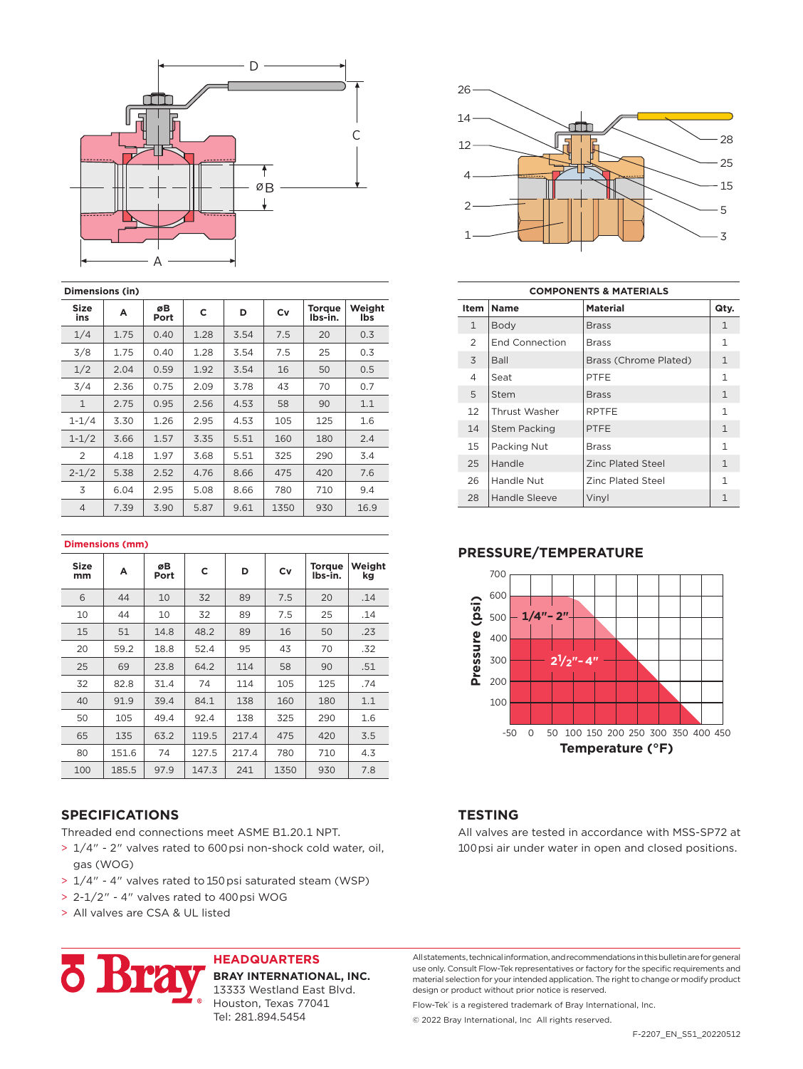D

C

øB

A

26
14
12
4
2
1

28
25
15
5
3

**Dimensions (in)**

| Size ins | A | øB Port | C | D | Cv | Torque lbs-in. | Weight lbs |
|---|---|---|---|---|---|---|---|
| 1/4 | 1.75 | 0.40 | 1.28 | 3.54 | 7.5 | 20 | 0.3 |
| 3/8 | 1.75 | 0.40 | 1.28 | 3.54 | 7.5 | 25 | 0.3 |
| 1/2 | 2.04 | 0.59 | 1.92 | 3.54 | 16 | 50 | 0.5 |
| 3/4 | 2.36 | 0.75 | 2.09 | 3.78 | 43 | 70 | 0.7 |
| 1 | 2.75 | 0.95 | 2.56 | 4.53 | 58 | 90 | 1.1 |
| 1-1/4 | 3.30 | 1.26 | 2.95 | 4.53 | 105 | 125 | 1.6 |
| 1-1/2 | 3.66 | 1.57 | 3.35 | 5.51 | 160 | 180 | 2.4 |
| 2 | 4.18 | 1.97 | 3.68 | 5.51 | 325 | 290 | 3.4 |
| 2-1/2 | 5.38 | 2.52 | 4.76 | 8.66 | 475 | 420 | 7.6 |
| 3 | 6.04 | 2.95 | 5.08 | 8.66 | 780 | 710 | 9.4 |
| 4 | 7.39 | 3.90 | 5.87 | 9.61 | 1350 | 930 | 16.9 |

**COMPONENTS & MATERIALS**

| Item | Name | Material | Qty. |
|---|---|---|---|
| 1 | Body | Brass | 1 |
| 2 | End Connection | Brass | 1 |
| 3 | Ball | Brass (Chrome Plated) | 1 |
| 4 | Seat | PTFE | 1 |
| 5 | Stem | Brass | 1 |
| 12 | Thrust Washer | RPTFE | 1 |
| 14 | Stem Packing | PTFE | 1 |
| 15 | Packing Nut | Brass | 1 |
| 25 | Handle | Zinc Plated Steel | 1 |
| 26 | Handle Nut | Zinc Plated Steel | 1 |
| 28 | Handle Sleeve | Vinyl | 1 |

**Dimensions (mm)**

| Size mm | A | øB Port | C | D | Cv | Torque lbs-in. | Weight kg |
|---|---|---|---|---|---|---|---|
| 6 | 44 | 10 | 32 | 89 | 7.5 | 20 | .14 |
| 10 | 44 | 10 | 32 | 89 | 7.5 | 25 | .14 |
| 15 | 51 | 14.8 | 48.2 | 89 | 16 | 50 | .23 |
| 20 | 59.2 | 18.8 | 52.4 | 95 | 43 | 70 | .32 |
| 25 | 69 | 23.8 | 64.2 | 114 | 58 | 90 | .51 |
| 32 | 82.8 | 31.4 | 74 | 114 | 105 | 125 | .74 |
| 40 | 91.9 | 39.4 | 84.1 | 138 | 160 | 180 | 1.1 |
| 50 | 105 | 49.4 | 92.4 | 138 | 325 | 290 | 1.6 |
| 65 | 135 | 63.2 | 119.5 | 217.4 | 475 | 420 | 3.5 |
| 80 | 151.6 | 74 | 127.5 | 217.4 | 780 | 710 | 4.3 |
| 100 | 185.5 | 97.9 | 147.3 | 241 | 1350 | 930 | 7.8 |

## PRESSURE/TEMPERATURE

Pressure (psi)

700
600
500
400
300
200
100

1/4″- 2″

2½″- 4″

-50 0 50 100 150 200 250 300 350 400 450

Temperature (°F)

## SPECIFICATIONS

Threaded end connections meet ASME B1.20.1 NPT.

- 1/4″ - 2″ valves rated to 600 psi non-shock cold water, oil, gas (WOG)
- 1/4″ - 4″ valves rated to 150 psi saturated steam (WSP)
- 2-1/2″ - 4″ valves rated to 400 psi WOG
- All valves are CSA & UL listed

## TESTING

All valves are tested in accordance with MSS-SP72 at 100 psi air under water in open and closed positions.

Bray

**HEADQUARTERS**

**BRAY INTERNATIONAL, INC.**
13333 Westland East Blvd.
Houston, Texas 77041
Tel: 281.894.5454

All statements, technical information, and recommendations in this bulletin are for general use only. Consult Flow-Tek representatives or factory for the specific requirements and material selection for your intended application. The right to change or modify product design or product without prior notice is reserved.

Flow-Tek® is a registered trademark of Bray International, Inc.

© 2022 Bray International, Inc All rights reserved.

F-2207_EN_S51_20220512